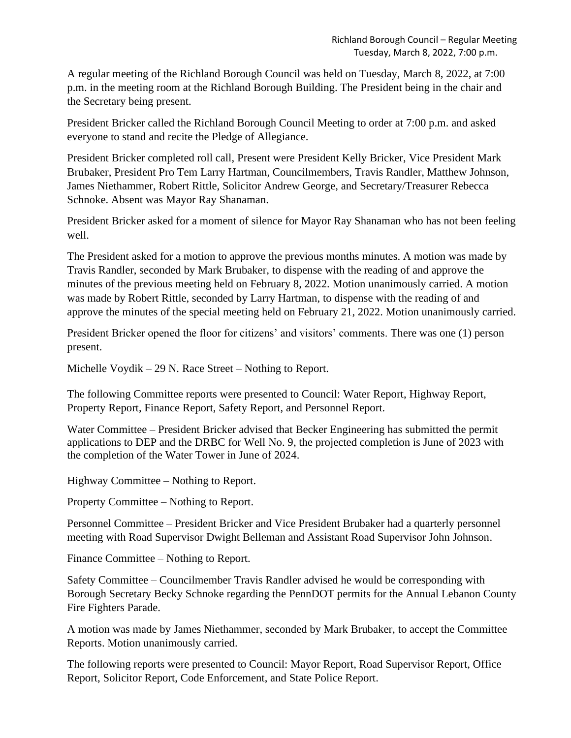Richland Borough Council – Regular Meeting
Tuesday, March 8, 2022, 7:00 p.m.

A regular meeting of the Richland Borough Council was held on Tuesday, March 8, 2022, at 7:00 p.m. in the meeting room at the Richland Borough Building. The President being in the chair and the Secretary being present.

President Bricker called the Richland Borough Council Meeting to order at 7:00 p.m. and asked everyone to stand and recite the Pledge of Allegiance.

President Bricker completed roll call, Present were President Kelly Bricker, Vice President Mark Brubaker, President Pro Tem Larry Hartman, Councilmembers, Travis Randler, Matthew Johnson, James Niethammer, Robert Rittle, Solicitor Andrew George, and Secretary/Treasurer Rebecca Schnoke. Absent was Mayor Ray Shanaman.

President Bricker asked for a moment of silence for Mayor Ray Shanaman who has not been feeling well.

The President asked for a motion to approve the previous months minutes. A motion was made by Travis Randler, seconded by Mark Brubaker, to dispense with the reading of and approve the minutes of the previous meeting held on February 8, 2022. Motion unanimously carried. A motion was made by Robert Rittle, seconded by Larry Hartman, to dispense with the reading of and approve the minutes of the special meeting held on February 21, 2022. Motion unanimously carried.

President Bricker opened the floor for citizens' and visitors' comments. There was one (1) person present.

Michelle Voydik – 29 N. Race Street – Nothing to Report.

The following Committee reports were presented to Council: Water Report, Highway Report, Property Report, Finance Report, Safety Report, and Personnel Report.

Water Committee – President Bricker advised that Becker Engineering has submitted the permit applications to DEP and the DRBC for Well No. 9, the projected completion is June of 2023 with the completion of the Water Tower in June of 2024.

Highway Committee – Nothing to Report.

Property Committee – Nothing to Report.

Personnel Committee – President Bricker and Vice President Brubaker had a quarterly personnel meeting with Road Supervisor Dwight Belleman and Assistant Road Supervisor John Johnson.

Finance Committee – Nothing to Report.

Safety Committee – Councilmember Travis Randler advised he would be corresponding with Borough Secretary Becky Schnoke regarding the PennDOT permits for the Annual Lebanon County Fire Fighters Parade.

A motion was made by James Niethammer, seconded by Mark Brubaker, to accept the Committee Reports. Motion unanimously carried.

The following reports were presented to Council: Mayor Report, Road Supervisor Report, Office Report, Solicitor Report, Code Enforcement, and State Police Report.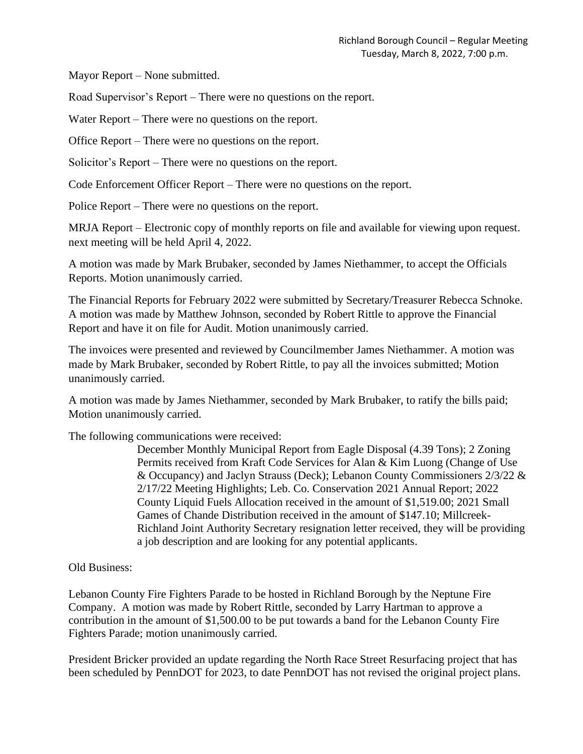Mayor Report – None submitted.

Road Supervisor's Report – There were no questions on the report.

Water Report – There were no questions on the report.

Office Report – There were no questions on the report.

Solicitor's Report – There were no questions on the report.

Code Enforcement Officer Report – There were no questions on the report.

Police Report – There were no questions on the report.

MRJA Report – Electronic copy of monthly reports on file and available for viewing upon request. next meeting will be held April 4, 2022.

A motion was made by Mark Brubaker, seconded by James Niethammer, to accept the Officials Reports. Motion unanimously carried.

The Financial Reports for February 2022 were submitted by Secretary/Treasurer Rebecca Schnoke. A motion was made by Matthew Johnson, seconded by Robert Rittle to approve the Financial Report and have it on file for Audit. Motion unanimously carried.

The invoices were presented and reviewed by Councilmember James Niethammer. A motion was made by Mark Brubaker, seconded by Robert Rittle, to pay all the invoices submitted; Motion unanimously carried.

A motion was made by James Niethammer, seconded by Mark Brubaker, to ratify the bills paid; Motion unanimously carried.

The following communications were received:

> December Monthly Municipal Report from Eagle Disposal (4.39 Tons); 2 Zoning Permits received from Kraft Code Services for Alan & Kim Luong (Change of Use & Occupancy) and Jaclyn Strauss (Deck); Lebanon County Commissioners 2/3/22 & 2/17/22 Meeting Highlights; Leb. Co. Conservation 2021 Annual Report; 2022 County Liquid Fuels Allocation received in the amount of $1,519.00; 2021 Small Games of Chande Distribution received in the amount of $147.10; Millcreek-Richland Joint Authority Secretary resignation letter received, they will be providing a job description and are looking for any potential applicants.

Old Business:

Lebanon County Fire Fighters Parade to be hosted in Richland Borough by the Neptune Fire Company. A motion was made by Robert Rittle, seconded by Larry Hartman to approve a contribution in the amount of $1,500.00 to be put towards a band for the Lebanon County Fire Fighters Parade; motion unanimously carried.

President Bricker provided an update regarding the North Race Street Resurfacing project that has been scheduled by PennDOT for 2023, to date PennDOT has not revised the original project plans.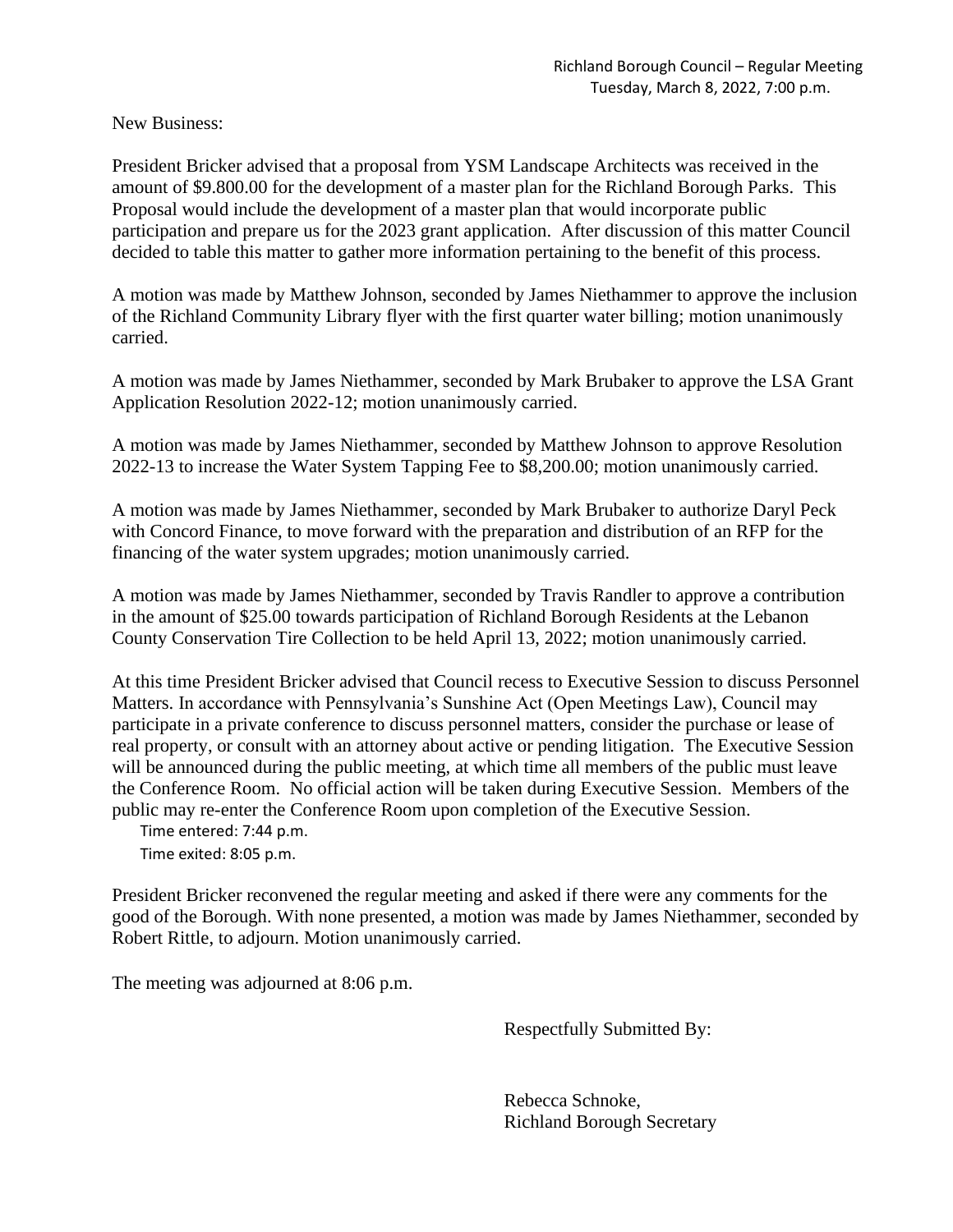New Business:

President Bricker advised that a proposal from YSM Landscape Architects was received in the amount of $9.800.00 for the development of a master plan for the Richland Borough Parks. This Proposal would include the development of a master plan that would incorporate public participation and prepare us for the 2023 grant application. After discussion of this matter Council decided to table this matter to gather more information pertaining to the benefit of this process.

A motion was made by Matthew Johnson, seconded by James Niethammer to approve the inclusion of the Richland Community Library flyer with the first quarter water billing; motion unanimously carried.

A motion was made by James Niethammer, seconded by Mark Brubaker to approve the LSA Grant Application Resolution 2022-12; motion unanimously carried.

A motion was made by James Niethammer, seconded by Matthew Johnson to approve Resolution 2022-13 to increase the Water System Tapping Fee to $8,200.00; motion unanimously carried.

A motion was made by James Niethammer, seconded by Mark Brubaker to authorize Daryl Peck with Concord Finance, to move forward with the preparation and distribution of an RFP for the financing of the water system upgrades; motion unanimously carried.

A motion was made by James Niethammer, seconded by Travis Randler to approve a contribution in the amount of $25.00 towards participation of Richland Borough Residents at the Lebanon County Conservation Tire Collection to be held April 13, 2022; motion unanimously carried.

At this time President Bricker advised that Council recess to Executive Session to discuss Personnel Matters. In accordance with Pennsylvania's Sunshine Act (Open Meetings Law), Council may participate in a private conference to discuss personnel matters, consider the purchase or lease of real property, or consult with an attorney about active or pending litigation. The Executive Session will be announced during the public meeting, at which time all members of the public must leave the Conference Room. No official action will be taken during Executive Session. Members of the public may re-enter the Conference Room upon completion of the Executive Session.

Time entered: 7:44 p.m.

Time exited: 8:05 p.m.

President Bricker reconvened the regular meeting and asked if there were any comments for the good of the Borough. With none presented, a motion was made by James Niethammer, seconded by Robert Rittle, to adjourn. Motion unanimously carried.

The meeting was adjourned at 8:06 p.m.

Respectfully Submitted By:

Rebecca Schnoke,
Richland Borough Secretary